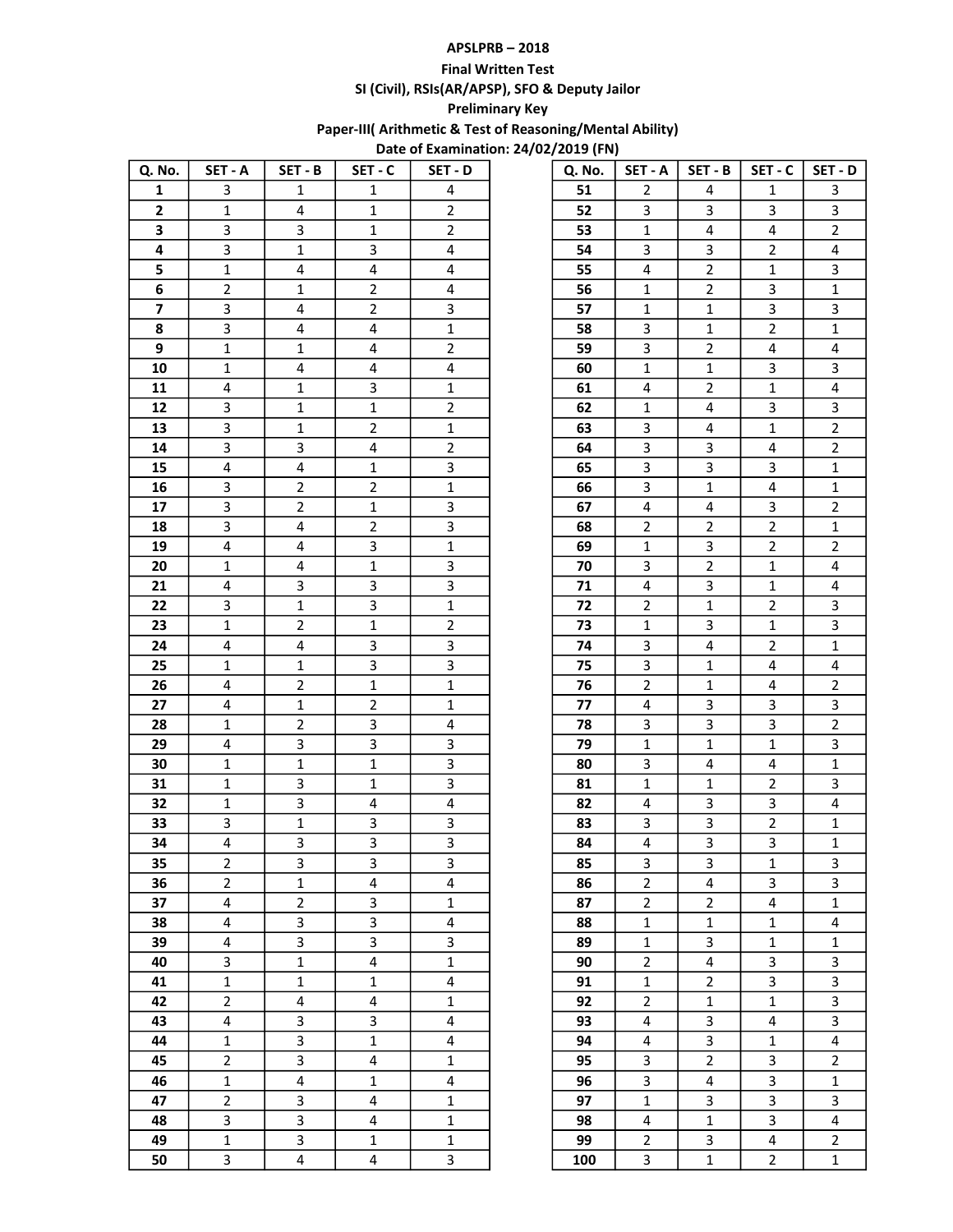**APSLPRB – 2018**

**Final Written Test**

**SI (Civil), RSIs(AR/APSP), SFO & Deputy Jailor**

**Preliminary Key**

**Paper-III( Arithmetic & Test of Reasoning/Mental Ability)**

**Date of Examination: 24/02/2019 (FN)**

| Q. No. | SET - A | SET - B | SET - C | SET - D |
|---|---|---|---|---|
| 1 | 3 | 1 | 1 | 4 |
| 2 | 1 | 4 | 1 | 2 |
| 3 | 3 | 3 | 1 | 2 |
| 4 | 3 | 1 | 3 | 4 |
| 5 | 1 | 4 | 4 | 4 |
| 6 | 2 | 1 | 2 | 4 |
| 7 | 3 | 4 | 2 | 3 |
| 8 | 3 | 4 | 4 | 1 |
| 9 | 1 | 1 | 4 | 2 |
| 10 | 1 | 4 | 4 | 4 |
| 11 | 4 | 1 | 3 | 1 |
| 12 | 3 | 1 | 1 | 2 |
| 13 | 3 | 1 | 2 | 1 |
| 14 | 3 | 3 | 4 | 2 |
| 15 | 4 | 4 | 1 | 3 |
| 16 | 3 | 2 | 2 | 1 |
| 17 | 3 | 2 | 1 | 3 |
| 18 | 3 | 4 | 2 | 3 |
| 19 | 4 | 4 | 3 | 1 |
| 20 | 1 | 4 | 1 | 3 |
| 21 | 4 | 3 | 3 | 3 |
| 22 | 3 | 1 | 3 | 1 |
| 23 | 1 | 2 | 1 | 2 |
| 24 | 4 | 4 | 3 | 3 |
| 25 | 1 | 1 | 3 | 3 |
| 26 | 4 | 2 | 1 | 1 |
| 27 | 4 | 1 | 2 | 1 |
| 28 | 1 | 2 | 3 | 4 |
| 29 | 4 | 3 | 3 | 3 |
| 30 | 1 | 1 | 1 | 3 |
| 31 | 1 | 3 | 1 | 3 |
| 32 | 1 | 3 | 4 | 4 |
| 33 | 3 | 1 | 3 | 3 |
| 34 | 4 | 3 | 3 | 3 |
| 35 | 2 | 3 | 3 | 3 |
| 36 | 2 | 1 | 4 | 4 |
| 37 | 4 | 2 | 3 | 1 |
| 38 | 4 | 3 | 3 | 4 |
| 39 | 4 | 3 | 3 | 3 |
| 40 | 3 | 1 | 4 | 1 |
| 41 | 1 | 1 | 1 | 4 |
| 42 | 2 | 4 | 4 | 1 |
| 43 | 4 | 3 | 3 | 4 |
| 44 | 1 | 3 | 1 | 4 |
| 45 | 2 | 3 | 4 | 1 |
| 46 | 1 | 4 | 1 | 4 |
| 47 | 2 | 3 | 4 | 1 |
| 48 | 3 | 3 | 4 | 1 |
| 49 | 1 | 3 | 1 | 1 |
| 50 | 3 | 4 | 4 | 3 |
| 51 | 2 | 4 | 1 | 3 |
| 52 | 3 | 3 | 3 | 3 |
| 53 | 1 | 4 | 4 | 2 |
| 54 | 3 | 3 | 2 | 4 |
| 55 | 4 | 2 | 1 | 3 |
| 56 | 1 | 2 | 3 | 1 |
| 57 | 1 | 1 | 3 | 3 |
| 58 | 3 | 1 | 2 | 1 |
| 59 | 3 | 2 | 4 | 4 |
| 60 | 1 | 1 | 3 | 3 |
| 61 | 4 | 2 | 1 | 4 |
| 62 | 1 | 4 | 3 | 3 |
| 63 | 3 | 4 | 1 | 2 |
| 64 | 3 | 3 | 4 | 2 |
| 65 | 3 | 3 | 3 | 1 |
| 66 | 3 | 1 | 4 | 1 |
| 67 | 4 | 4 | 3 | 2 |
| 68 | 2 | 2 | 2 | 1 |
| 69 | 1 | 3 | 2 | 2 |
| 70 | 3 | 2 | 1 | 4 |
| 71 | 4 | 3 | 1 | 4 |
| 72 | 2 | 1 | 2 | 3 |
| 73 | 1 | 3 | 1 | 3 |
| 74 | 3 | 4 | 2 | 1 |
| 75 | 3 | 1 | 4 | 4 |
| 76 | 2 | 1 | 4 | 2 |
| 77 | 4 | 3 | 3 | 3 |
| 78 | 3 | 3 | 3 | 2 |
| 79 | 1 | 1 | 1 | 3 |
| 80 | 3 | 4 | 4 | 1 |
| 81 | 1 | 1 | 2 | 3 |
| 82 | 4 | 3 | 3 | 4 |
| 83 | 3 | 3 | 2 | 1 |
| 84 | 4 | 3 | 3 | 1 |
| 85 | 3 | 3 | 1 | 3 |
| 86 | 2 | 4 | 3 | 3 |
| 87 | 2 | 2 | 4 | 1 |
| 88 | 1 | 1 | 1 | 4 |
| 89 | 1 | 3 | 1 | 1 |
| 90 | 2 | 4 | 3 | 3 |
| 91 | 1 | 2 | 3 | 3 |
| 92 | 2 | 1 | 1 | 3 |
| 93 | 4 | 3 | 4 | 3 |
| 94 | 4 | 3 | 1 | 4 |
| 95 | 3 | 2 | 3 | 2 |
| 96 | 3 | 4 | 3 | 1 |
| 97 | 1 | 3 | 3 | 3 |
| 98 | 4 | 1 | 3 | 4 |
| 99 | 2 | 3 | 4 | 2 |
| 100 | 3 | 1 | 2 | 1 |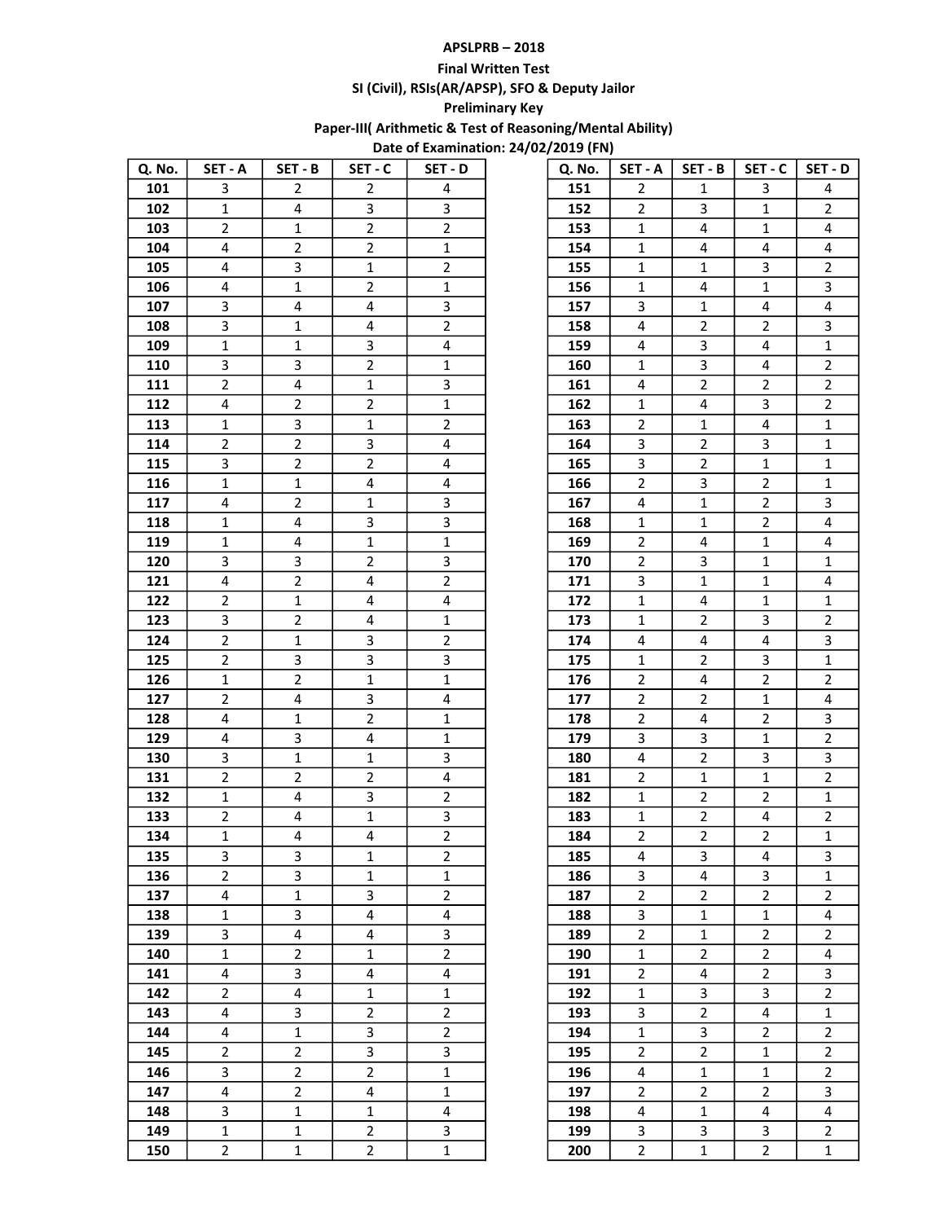**APSLPRB – 2018**

**Final Written Test**

**SI (Civil), RSIs(AR/APSP), SFO & Deputy Jailor**

**Preliminary Key**

**Paper-III( Arithmetic & Test of Reasoning/Mental Ability)**

**Date of Examination: 24/02/2019 (FN)**

| Q. No. | SET - A | SET - B | SET - C | SET - D |
|---|---|---|---|---|
| 101 | 3 | 2 | 2 | 4 |
| 102 | 1 | 4 | 3 | 3 |
| 103 | 2 | 1 | 2 | 2 |
| 104 | 4 | 2 | 2 | 1 |
| 105 | 4 | 3 | 1 | 2 |
| 106 | 4 | 1 | 2 | 1 |
| 107 | 3 | 4 | 4 | 3 |
| 108 | 3 | 1 | 4 | 2 |
| 109 | 1 | 1 | 3 | 4 |
| 110 | 3 | 3 | 2 | 1 |
| 111 | 2 | 4 | 1 | 3 |
| 112 | 4 | 2 | 2 | 1 |
| 113 | 1 | 3 | 1 | 2 |
| 114 | 2 | 2 | 3 | 4 |
| 115 | 3 | 2 | 2 | 4 |
| 116 | 1 | 1 | 4 | 4 |
| 117 | 4 | 2 | 1 | 3 |
| 118 | 1 | 4 | 3 | 3 |
| 119 | 1 | 4 | 1 | 1 |
| 120 | 3 | 3 | 2 | 3 |
| 121 | 4 | 2 | 4 | 2 |
| 122 | 2 | 1 | 4 | 4 |
| 123 | 3 | 2 | 4 | 1 |
| 124 | 2 | 1 | 3 | 2 |
| 125 | 2 | 3 | 3 | 3 |
| 126 | 1 | 2 | 1 | 1 |
| 127 | 2 | 4 | 3 | 4 |
| 128 | 4 | 1 | 2 | 1 |
| 129 | 4 | 3 | 4 | 1 |
| 130 | 3 | 1 | 1 | 3 |
| 131 | 2 | 2 | 2 | 4 |
| 132 | 1 | 4 | 3 | 2 |
| 133 | 2 | 4 | 1 | 3 |
| 134 | 1 | 4 | 4 | 2 |
| 135 | 3 | 3 | 1 | 2 |
| 136 | 2 | 3 | 1 | 1 |
| 137 | 4 | 1 | 3 | 2 |
| 138 | 1 | 3 | 4 | 4 |
| 139 | 3 | 4 | 4 | 3 |
| 140 | 1 | 2 | 1 | 2 |
| 141 | 4 | 3 | 4 | 4 |
| 142 | 2 | 4 | 1 | 1 |
| 143 | 4 | 3 | 2 | 2 |
| 144 | 4 | 1 | 3 | 2 |
| 145 | 2 | 2 | 3 | 3 |
| 146 | 3 | 2 | 2 | 1 |
| 147 | 4 | 2 | 4 | 1 |
| 148 | 3 | 1 | 1 | 4 |
| 149 | 1 | 1 | 2 | 3 |
| 150 | 2 | 1 | 2 | 1 |

| Q. No. | SET - A | SET - B | SET - C | SET - D |
|---|---|---|---|---|
| 151 | 2 | 1 | 3 | 4 |
| 152 | 2 | 3 | 1 | 2 |
| 153 | 1 | 4 | 1 | 4 |
| 154 | 1 | 4 | 4 | 4 |
| 155 | 1 | 1 | 3 | 2 |
| 156 | 1 | 4 | 1 | 3 |
| 157 | 3 | 1 | 4 | 4 |
| 158 | 4 | 2 | 2 | 3 |
| 159 | 4 | 3 | 4 | 1 |
| 160 | 1 | 3 | 4 | 2 |
| 161 | 4 | 2 | 2 | 2 |
| 162 | 1 | 4 | 3 | 2 |
| 163 | 2 | 1 | 4 | 1 |
| 164 | 3 | 2 | 3 | 1 |
| 165 | 3 | 2 | 1 | 1 |
| 166 | 2 | 3 | 2 | 1 |
| 167 | 4 | 1 | 2 | 3 |
| 168 | 1 | 1 | 2 | 4 |
| 169 | 2 | 4 | 1 | 4 |
| 170 | 2 | 3 | 1 | 1 |
| 171 | 3 | 1 | 1 | 4 |
| 172 | 1 | 4 | 1 | 1 |
| 173 | 1 | 2 | 3 | 2 |
| 174 | 4 | 4 | 4 | 3 |
| 175 | 1 | 2 | 3 | 1 |
| 176 | 2 | 4 | 2 | 2 |
| 177 | 2 | 2 | 1 | 4 |
| 178 | 2 | 4 | 2 | 3 |
| 179 | 3 | 3 | 1 | 2 |
| 180 | 4 | 2 | 3 | 3 |
| 181 | 2 | 1 | 1 | 2 |
| 182 | 1 | 2 | 2 | 1 |
| 183 | 1 | 2 | 4 | 2 |
| 184 | 2 | 2 | 2 | 1 |
| 185 | 4 | 3 | 4 | 3 |
| 186 | 3 | 4 | 3 | 1 |
| 187 | 2 | 2 | 2 | 2 |
| 188 | 3 | 1 | 1 | 4 |
| 189 | 2 | 1 | 2 | 2 |
| 190 | 1 | 2 | 2 | 4 |
| 191 | 2 | 4 | 2 | 3 |
| 192 | 1 | 3 | 3 | 2 |
| 193 | 3 | 2 | 4 | 1 |
| 194 | 1 | 3 | 2 | 2 |
| 195 | 2 | 2 | 1 | 2 |
| 196 | 4 | 1 | 1 | 2 |
| 197 | 2 | 2 | 2 | 3 |
| 198 | 4 | 1 | 4 | 4 |
| 199 | 3 | 3 | 3 | 2 |
| 200 | 2 | 1 | 2 | 1 |